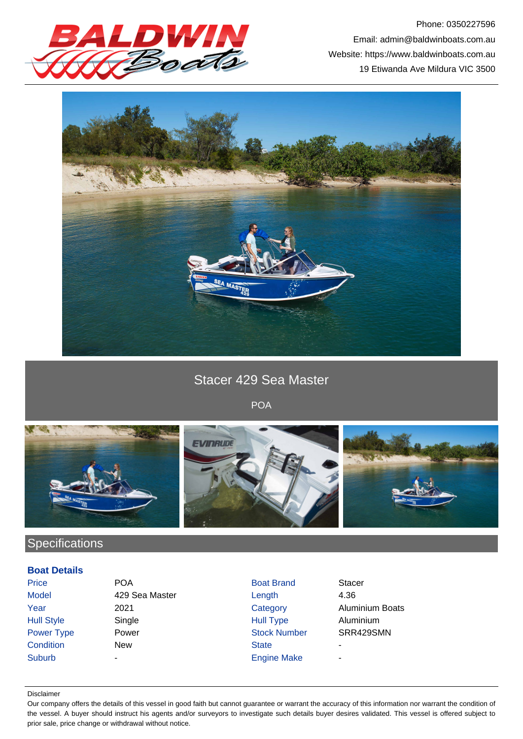Phone: 0350227596
Email: admin@baldwinboats.com.au
Website: https://www.baldwinboats.com.au
19 Etiwanda Ave Mildura VIC 3500

# Stacer 429 Sea Master

POA

## Specifications

### Boat Details

| | | | |
|---|---|---|---|
| Price | POA | Boat Brand | Stacer |
| Model | 429 Sea Master | Length | 4.36 |
| Year | 2021 | Category | Aluminium Boats |
| Hull Style | Single | Hull Type | Aluminium |
| Power Type | Power | Stock Number | SRR429SMN |
| Condition | New | State | - |
| Suburb | - | Engine Make | - |

Disclaimer

Our company offers the details of this vessel in good faith but cannot guarantee or warrant the accuracy of this information nor warrant the condition of the vessel. A buyer should instruct his agents and/or surveyors to investigate such details buyer desires validated. This vessel is offered subject to prior sale, price change or withdrawal without notice.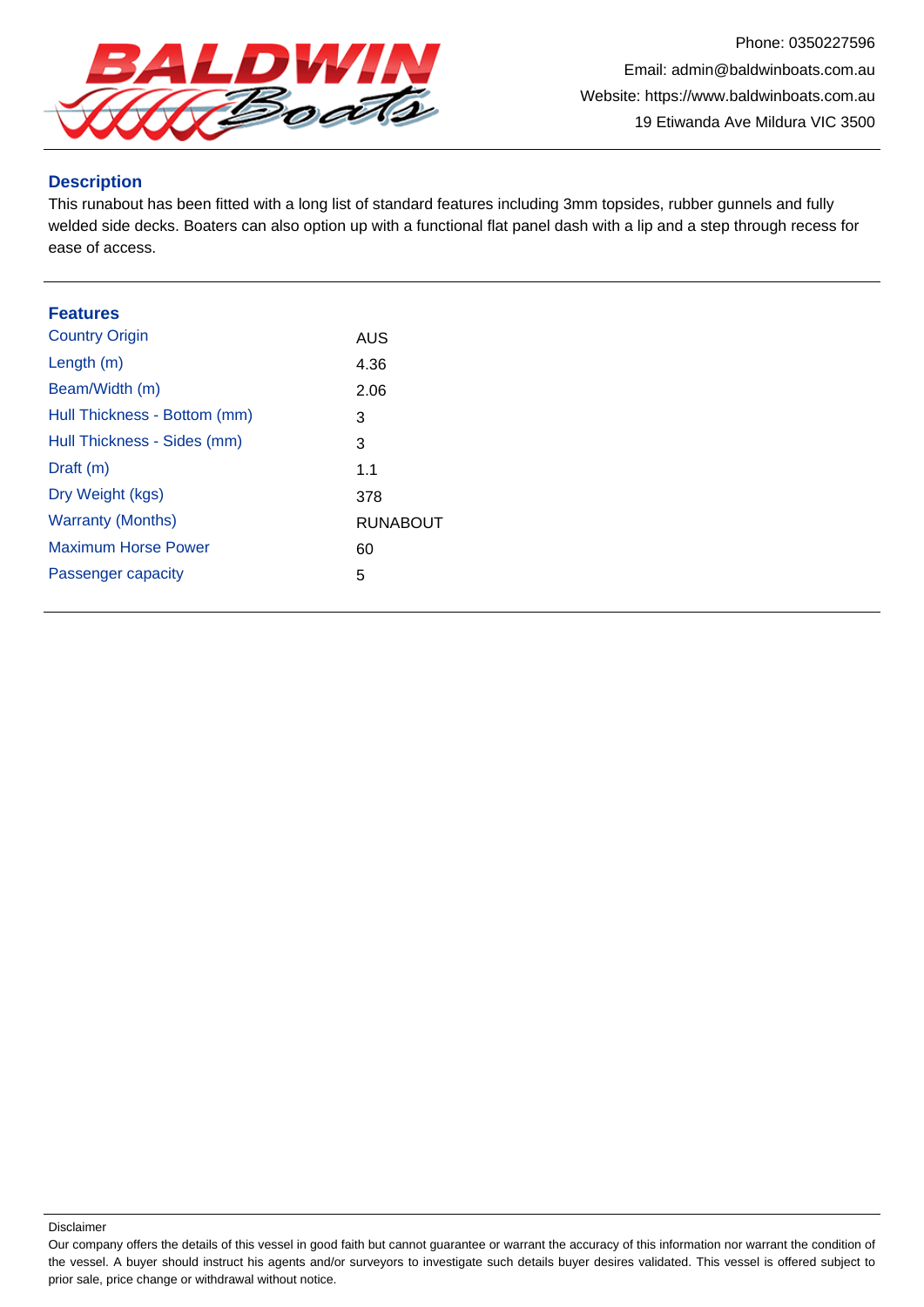Phone: 0350227596
Email: admin@baldwinboats.com.au
Website: https://www.baldwinboats.com.au
19 Etiwanda Ave Mildura VIC 3500

## Description

This runabout has been fitted with a long list of standard features including 3mm topsides, rubber gunnels and fully welded side decks. Boaters can also option up with a functional flat panel dash with a lip and a step through recess for ease of access.

## Features

| | |
|---|---|
| Country Origin | AUS |
| Length (m) | 4.36 |
| Beam/Width (m) | 2.06 |
| Hull Thickness - Bottom (mm) | 3 |
| Hull Thickness - Sides (mm) | 3 |
| Draft (m) | 1.1 |
| Dry Weight (kgs) | 378 |
| Warranty (Months) | RUNABOUT |
| Maximum Horse Power | 60 |
| Passenger capacity | 5 |

Disclaimer

Our company offers the details of this vessel in good faith but cannot guarantee or warrant the accuracy of this information nor warrant the condition of the vessel. A buyer should instruct his agents and/or surveyors to investigate such details buyer desires validated. This vessel is offered subject to prior sale, price change or withdrawal without notice.